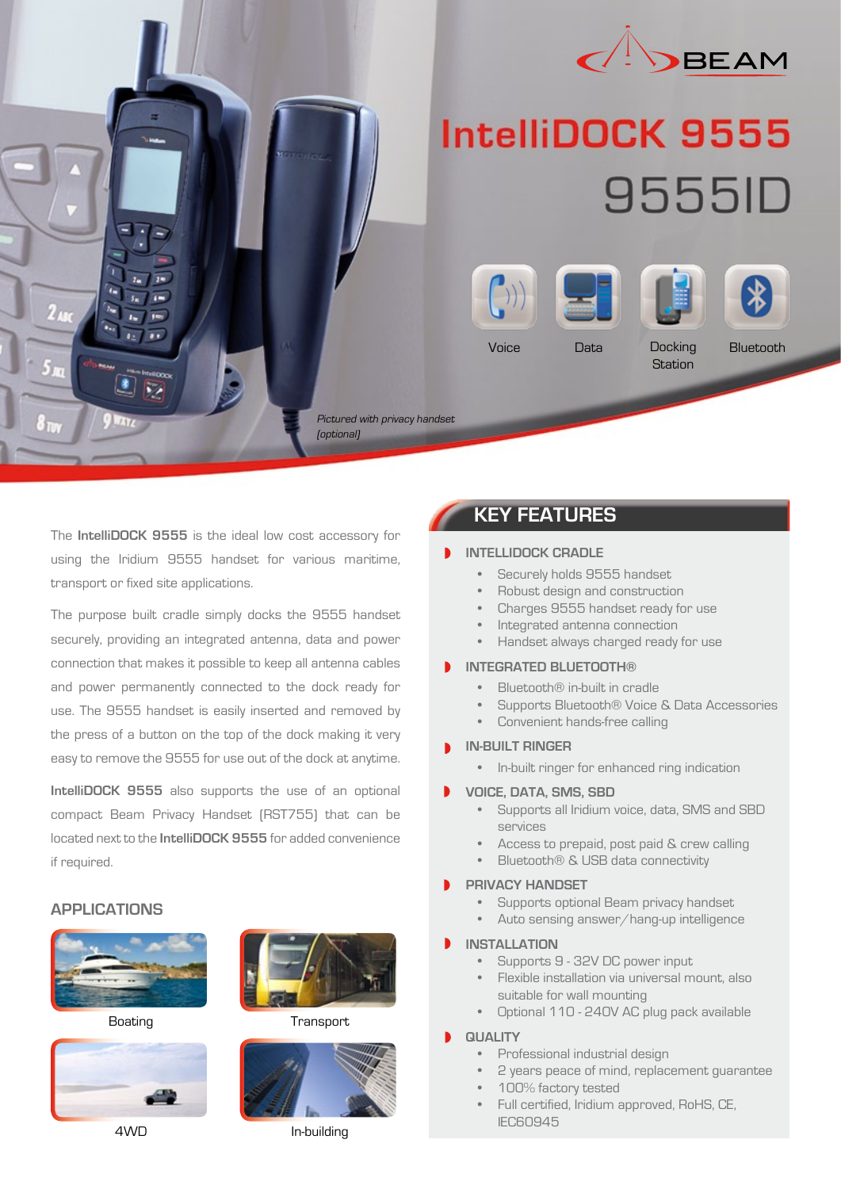BEAM

# IntelliDOCK 9555

## 9555ID

Voice | Data | Docking Station | Bluetooth

*Pictured with privacy handset (optional)*

The **IntelliDOCK 9555** is the ideal low cost accessory for using the Iridium 9555 handset for various maritime, transport or fixed site applications.

The purpose built cradle simply docks the 9555 handset securely, providing an integrated antenna, data and power connection that makes it possible to keep all antenna cables and power permanently connected to the dock ready for use. The 9555 handset is easily inserted and removed by the press of a button on the top of the dock making it very easy to remove the 9555 for use out of the dock at anytime.

**IntelliDOCK 9555** also supports the use of an optional compact Beam Privacy Handset (RST755) that can be located next to the **IntelliDOCK 9555** for added convenience if required.

## APPLICATIONS

Boating

Transport

4WD

In-building

## KEY FEATURES

### INTELLIDOCK CRADLE

- Securely holds 9555 handset
- Robust design and construction
- Charges 9555 handset ready for use
- Integrated antenna connection
- Handset always charged ready for use

### INTEGRATED BLUETOOTH®

- Bluetooth® in-built in cradle
- Supports Bluetooth® Voice & Data Accessories
- Convenient hands-free calling

### IN-BUILT RINGER

- In-built ringer for enhanced ring indication

### VOICE, DATA, SMS, SBD

- Supports all Iridium voice, data, SMS and SBD services
- Access to prepaid, post paid & crew calling
- Bluetooth® & USB data connectivity

### PRIVACY HANDSET

- Supports optional Beam privacy handset
- Auto sensing answer/hang-up intelligence

### INSTALLATION

- Supports 9 - 32V DC power input
- Flexible installation via universal mount, also suitable for wall mounting
- Optional 110 - 240V AC plug pack available

### QUALITY

- Professional industrial design
- 2 years peace of mind, replacement guarantee
- 100% factory tested
- Full certified, Iridium approved, RoHS, CE, IEC60945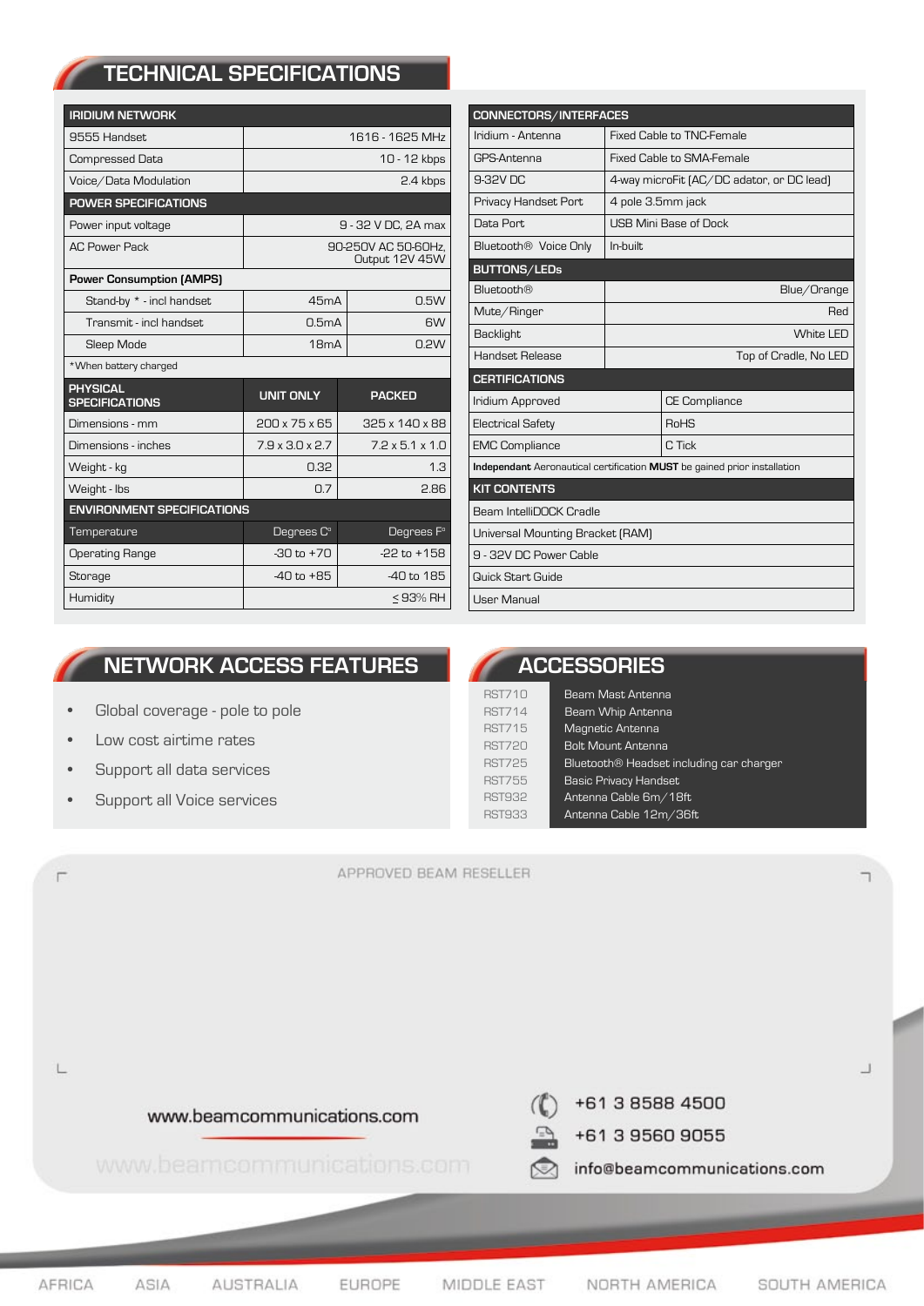# TECHNICAL SPECIFICATIONS

| IRIDIUM NETWORK | | |
|---|---|---|
| 9555 Handset | 1616 - 1625 MHz | |
| Compressed Data | 10 - 12 kbps | |
| Voice/Data Modulation | 2.4 kbps | |
| **POWER SPECIFICATIONS** | | |
| Power input voltage | 9 - 32 V DC, 2A max | |
| AC Power Pack | 90-250V AC 50-60Hz, Output 12V 45W | |
| **Power Consumption (AMPS)** | | |
| Stand-by * - incl handset | 45mA | 0.5W |
| Transmit - incl handset | 0.5mA | 6W |
| Sleep Mode | 18mA | 0.2W |
| *When battery charged | | |
| **PHYSICAL SPECIFICATIONS** | **UNIT ONLY** | **PACKED** |
| Dimensions - mm | 200 x 75 x 65 | 325 x 140 x 88 |
| Dimensions - inches | 7.9 x 3.0 x 2.7 | 7.2 x 5.1 x 1.0 |
| Weight - kg | 0.32 | 1.3 |
| Weight - lbs | 0.7 | 2.86 |
| **ENVIRONMENT SPECIFICATIONS** | | |
| Temperature | Degrees C° | Degrees F° |
| Operating Range | -30 to +70 | -22 to +158 |
| Storage | -40 to +85 | -40 to 185 |
| Humidity | ≤ 93% RH | |

| CONNECTORS/INTERFACES | |
|---|---|
| Iridium - Antenna | Fixed Cable to TNC-Female |
| GPS-Antenna | Fixed Cable to SMA-Female |
| 9-32V DC | 4-way microFit (AC/DC adator, or DC lead) |
| Privacy Handset Port | 4 pole 3.5mm jack |
| Data Port | USB Mini Base of Dock |
| Bluetooth® Voice Only | In-built |
| **BUTTONS/LEDs** | |
| Bluetooth® | Blue/Orange |
| Mute/Ringer | Red |
| Backlight | White LED |
| Handset Release | Top of Cradle, No LED |
| **CERTIFICATIONS** | |
| Iridium Approved | CE Compliance |
| Electrical Safety | RoHS |
| EMC Compliance | C Tick |
| **Independant** Aeronautical certification **MUST** be gained prior installation | |
| **KIT CONTENTS** | |
| Beam IntelliDOCK Cradle | |
| Universal Mounting Bracket (RAM) | |
| 9 - 32V DC Power Cable | |
| Quick Start Guide | |
| User Manual | |

# NETWORK ACCESS FEATURES

- Global coverage - pole to pole
- Low cost airtime rates
- Support all data services
- Support all Voice services

# ACCESSORIES

| | |
|---|---|
| RST710 | Beam Mast Antenna |
| RST714 | Beam Whip Antenna |
| RST715 | Magnetic Antenna |
| RST720 | Bolt Mount Antenna |
| RST725 | Bluetooth® Headset including car charger |
| RST755 | Basic Privacy Handset |
| RST932 | Antenna Cable 6m/18ft |
| RST933 | Antenna Cable 12m/36ft |

APPROVED BEAM RESELLER

www.beamcommunications.com

+61 3 8588 4500

+61 3 9560 9055

info@beamcommunications.com

AFRICA ASIA AUSTRALIA EUROPE MIDDLE EAST NORTH AMERICA SOUTH AMERICA